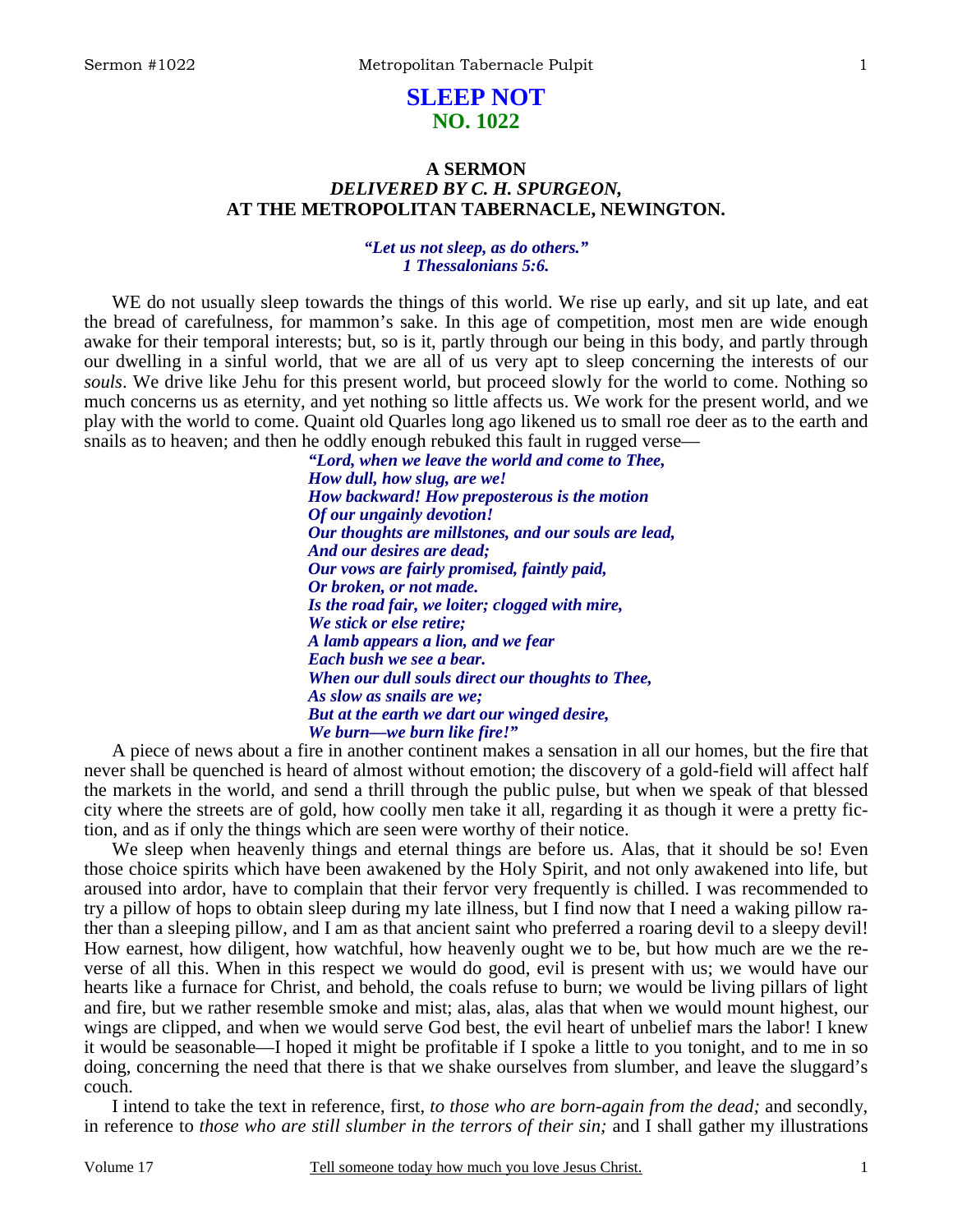# SLEEP NOT
## NO. 1022

### A SERMON
### *DELIVERED BY C. H. SPURGEON,*
### AT THE METROPOLITAN TABERNACLE, NEWINGTON.

***"Let us not sleep, as do others." 1 Thessalonians 5:6.***

WE do not usually sleep towards the things of this world. We rise up early, and sit up late, and eat the bread of carefulness, for mammon's sake. In this age of competition, most men are wide enough awake for their temporal interests; but, so is it, partly through our being in this body, and partly through our dwelling in a sinful world, that we are all of us very apt to sleep concerning the interests of our *souls*. We drive like Jehu for this present world, but proceed slowly for the world to come. Nothing so much concerns us as eternity, and yet nothing so little affects us. We work for the present world, and we play with the world to come. Quaint old Quarles long ago likened us to small roe deer as to the earth and snails as to heaven; and then he oddly enough rebuked this fault in rugged verse—

> ***"Lord, when we leave the world and come to Thee,***
> ***How dull, how slug, are we!***
> ***How backward! How preposterous is the motion***
> ***Of our ungainly devotion!***
> ***Our thoughts are millstones, and our souls are lead,***
> ***And our desires are dead;***
> ***Our vows are fairly promised, faintly paid,***
> ***Or broken, or not made.***
> ***Is the road fair, we loiter; clogged with mire,***
> ***We stick or else retire;***
> ***A lamb appears a lion, and we fear***
> ***Each bush we see a bear.***
> ***When our dull souls direct our thoughts to Thee,***
> ***As slow as snails are we;***
> ***But at the earth we dart our winged desire,***
> ***We burn—we burn like fire!"***

A piece of news about a fire in another continent makes a sensation in all our homes, but the fire that never shall be quenched is heard of almost without emotion; the discovery of a gold-field will affect half the markets in the world, and send a thrill through the public pulse, but when we speak of that blessed city where the streets are of gold, how coolly men take it all, regarding it as though it were a pretty fiction, and as if only the things which are seen were worthy of their notice.

We sleep when heavenly things and eternal things are before us. Alas, that it should be so! Even those choice spirits which have been awakened by the Holy Spirit, and not only awakened into life, but aroused into ardor, have to complain that their fervor very frequently is chilled. I was recommended to try a pillow of hops to obtain sleep during my late illness, but I find now that I need a waking pillow rather than a sleeping pillow, and I am as that ancient saint who preferred a roaring devil to a sleepy devil! How earnest, how diligent, how watchful, how heavenly ought we to be, but how much are we the reverse of all this. When in this respect we would do good, evil is present with us; we would have our hearts like a furnace for Christ, and behold, the coals refuse to burn; we would be living pillars of light and fire, but we rather resemble smoke and mist; alas, alas, alas that when we would mount highest, our wings are clipped, and when we would serve God best, the evil heart of unbelief mars the labor! I knew it would be seasonable—I hoped it might be profitable if I spoke a little to you tonight, and to me in so doing, concerning the need that there is that we shake ourselves from slumber, and leave the sluggard's couch.

I intend to take the text in reference, first, *to those who are born-again from the dead;* and secondly, in reference to *those who are still slumber in the terrors of their sin;* and I shall gather my illustrations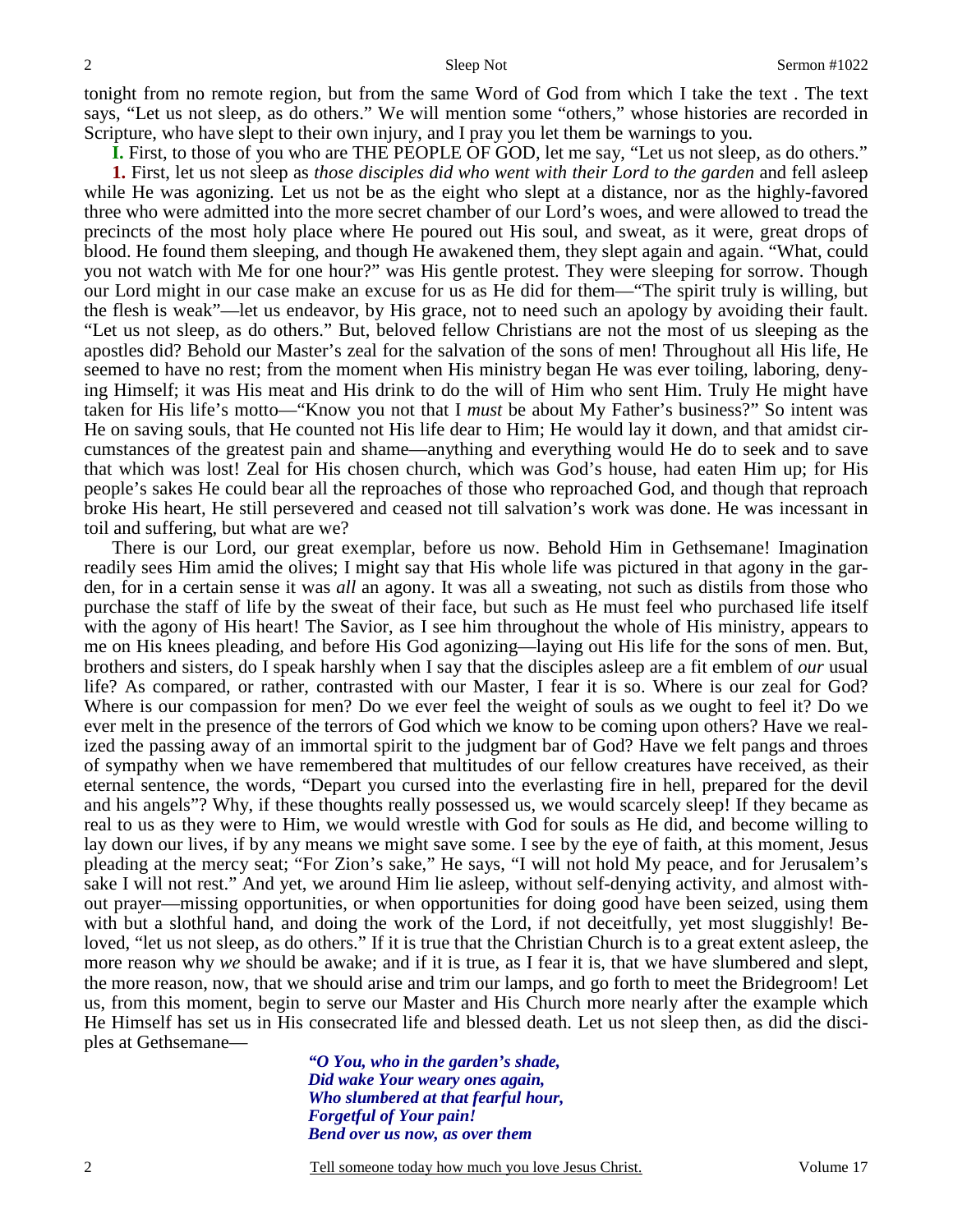tonight from no remote region, but from the same Word of God from which I take the text . The text says, "Let us not sleep, as do others." We will mention some "others," whose histories are recorded in Scripture, who have slept to their own injury, and I pray you let them be warnings to you.

**I.** First, to those of you who are THE PEOPLE OF GOD, let me say, "Let us not sleep, as do others."

**1.** First, let us not sleep as *those disciples did who went with their Lord to the garden* and fell asleep while He was agonizing. Let us not be as the eight who slept at a distance, nor as the highly-favored three who were admitted into the more secret chamber of our Lord's woes, and were allowed to tread the precincts of the most holy place where He poured out His soul, and sweat, as it were, great drops of blood. He found them sleeping, and though He awakened them, they slept again and again. "What, could you not watch with Me for one hour?" was His gentle protest. They were sleeping for sorrow. Though our Lord might in our case make an excuse for us as He did for them—"The spirit truly is willing, but the flesh is weak"—let us endeavor, by His grace, not to need such an apology by avoiding their fault. "Let us not sleep, as do others." But, beloved fellow Christians are not the most of us sleeping as the apostles did? Behold our Master's zeal for the salvation of the sons of men! Throughout all His life, He seemed to have no rest; from the moment when His ministry began He was ever toiling, laboring, denying Himself; it was His meat and His drink to do the will of Him who sent Him. Truly He might have taken for His life's motto—"Know you not that I *must* be about My Father's business?" So intent was He on saving souls, that He counted not His life dear to Him; He would lay it down, and that amidst circumstances of the greatest pain and shame—anything and everything would He do to seek and to save that which was lost! Zeal for His chosen church, which was God's house, had eaten Him up; for His people's sakes He could bear all the reproaches of those who reproached God, and though that reproach broke His heart, He still persevered and ceased not till salvation's work was done. He was incessant in toil and suffering, but what are we?

There is our Lord, our great exemplar, before us now. Behold Him in Gethsemane! Imagination readily sees Him amid the olives; I might say that His whole life was pictured in that agony in the garden, for in a certain sense it was *all* an agony. It was all a sweating, not such as distils from those who purchase the staff of life by the sweat of their face, but such as He must feel who purchased life itself with the agony of His heart! The Savior, as I see him throughout the whole of His ministry, appears to me on His knees pleading, and before His God agonizing—laying out His life for the sons of men. But, brothers and sisters, do I speak harshly when I say that the disciples asleep are a fit emblem of *our* usual life? As compared, or rather, contrasted with our Master, I fear it is so. Where is our zeal for God? Where is our compassion for men? Do we ever feel the weight of souls as we ought to feel it? Do we ever melt in the presence of the terrors of God which we know to be coming upon others? Have we realized the passing away of an immortal spirit to the judgment bar of God? Have we felt pangs and throes of sympathy when we have remembered that multitudes of our fellow creatures have received, as their eternal sentence, the words, "Depart you cursed into the everlasting fire in hell, prepared for the devil and his angels"? Why, if these thoughts really possessed us, we would scarcely sleep! If they became as real to us as they were to Him, we would wrestle with God for souls as He did, and become willing to lay down our lives, if by any means we might save some. I see by the eye of faith, at this moment, Jesus pleading at the mercy seat; "For Zion's sake," He says, "I will not hold My peace, and for Jerusalem's sake I will not rest." And yet, we around Him lie asleep, without self-denying activity, and almost without prayer—missing opportunities, or when opportunities for doing good have been seized, using them with but a slothful hand, and doing the work of the Lord, if not deceitfully, yet most sluggishly! Beloved, "let us not sleep, as do others." If it is true that the Christian Church is to a great extent asleep, the more reason why *we* should be awake; and if it is true, as I fear it is, that we have slumbered and slept, the more reason, now, that we should arise and trim our lamps, and go forth to meet the Bridegroom! Let us, from this moment, begin to serve our Master and His Church more nearly after the example which He Himself has set us in His consecrated life and blessed death. Let us not sleep then, as did the disciples at Gethsemane—

> ***"O You, who in the garden's shade,***
> ***Did wake Your weary ones again,***
> ***Who slumbered at that fearful hour,***
> ***Forgetful of Your pain!***
> ***Bend over us now, as over them***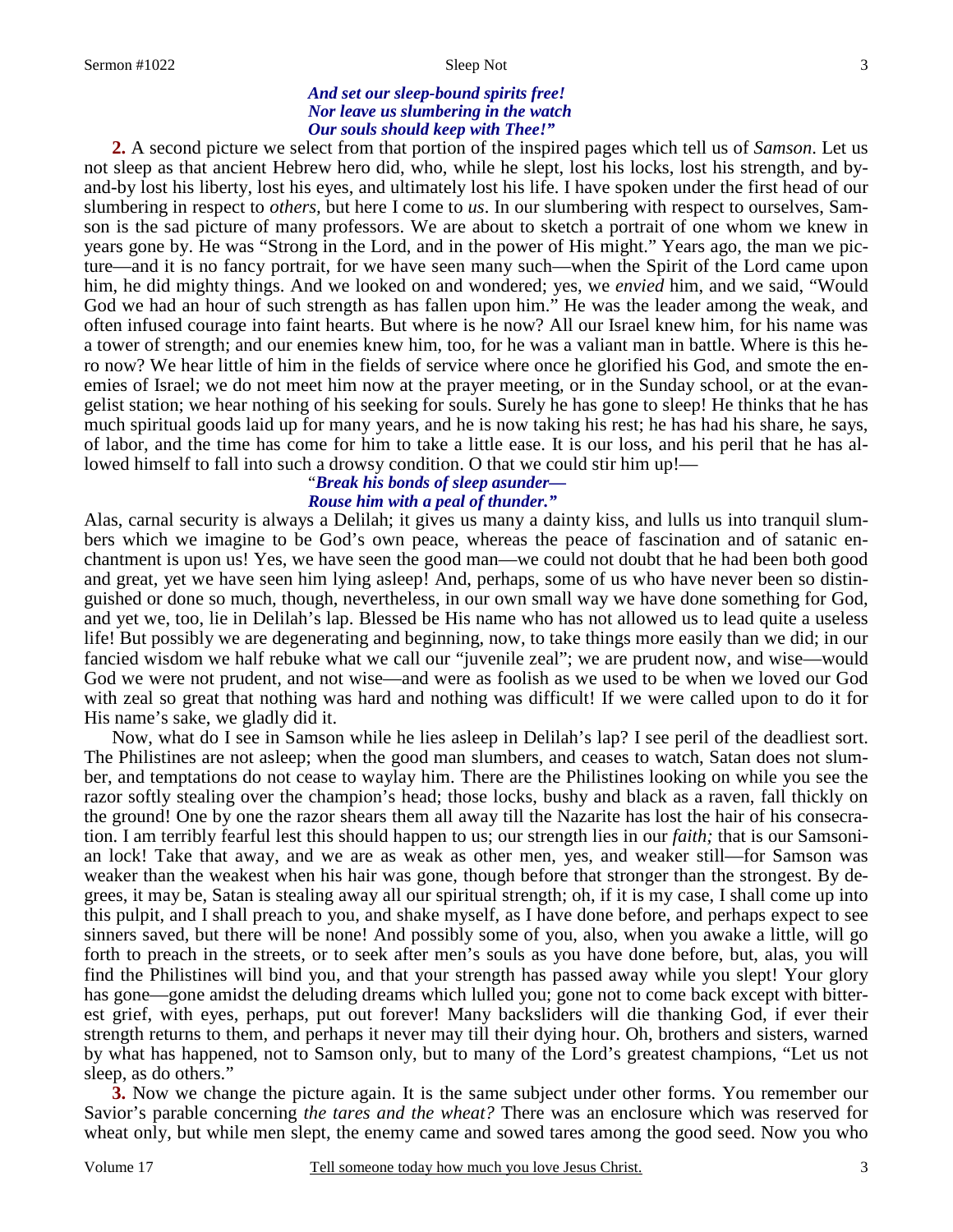*And set our sleep-bound spirits free!*
*Nor leave us slumbering in the watch*
*Our souls should keep with Thee!"*

**2.** A second picture we select from that portion of the inspired pages which tell us of *Samson*. Let us not sleep as that ancient Hebrew hero did, who, while he slept, lost his locks, lost his strength, and by-and-by lost his liberty, lost his eyes, and ultimately lost his life. I have spoken under the first head of our slumbering in respect to *others,* but here I come to *us*. In our slumbering with respect to ourselves, Samson is the sad picture of many professors. We are about to sketch a portrait of one whom we knew in years gone by. He was "Strong in the Lord, and in the power of His might." Years ago, the man we picture—and it is no fancy portrait, for we have seen many such—when the Spirit of the Lord came upon him, he did mighty things. And we looked on and wondered; yes, we *envied* him, and we said, "Would God we had an hour of such strength as has fallen upon him." He was the leader among the weak, and often infused courage into faint hearts. But where is he now? All our Israel knew him, for his name was a tower of strength; and our enemies knew him, too, for he was a valiant man in battle. Where is this hero now? We hear little of him in the fields of service where once he glorified his God, and smote the enemies of Israel; we do not meet him now at the prayer meeting, or in the Sunday school, or at the evangelist station; we hear nothing of his seeking for souls. Surely he has gone to sleep! He thinks that he has much spiritual goods laid up for many years, and he is now taking his rest; he has had his share, he says, of labor, and the time has come for him to take a little ease. It is our loss, and his peril that he has allowed himself to fall into such a drowsy condition. O that we could stir him up!—

*"Break his bonds of sleep asunder—*
*Rouse him with a peal of thunder."*

Alas, carnal security is always a Delilah; it gives us many a dainty kiss, and lulls us into tranquil slumbers which we imagine to be God's own peace, whereas the peace of fascination and of satanic enchantment is upon us! Yes, we have seen the good man—we could not doubt that he had been both good and great, yet we have seen him lying asleep! And, perhaps, some of us who have never been so distinguished or done so much, though, nevertheless, in our own small way we have done something for God, and yet we, too, lie in Delilah's lap. Blessed be His name who has not allowed us to lead quite a useless life! But possibly we are degenerating and beginning, now, to take things more easily than we did; in our fancied wisdom we half rebuke what we call our "juvenile zeal"; we are prudent now, and wise—would God we were not prudent, and not wise—and were as foolish as we used to be when we loved our God with zeal so great that nothing was hard and nothing was difficult! If we were called upon to do it for His name's sake, we gladly did it.

Now, what do I see in Samson while he lies asleep in Delilah's lap? I see peril of the deadliest sort. The Philistines are not asleep; when the good man slumbers, and ceases to watch, Satan does not slumber, and temptations do not cease to waylay him. There are the Philistines looking on while you see the razor softly stealing over the champion's head; those locks, bushy and black as a raven, fall thickly on the ground! One by one the razor shears them all away till the Nazarite has lost the hair of his consecration. I am terribly fearful lest this should happen to us; our strength lies in our *faith;* that is our Samsonian lock! Take that away, and we are as weak as other men, yes, and weaker still—for Samson was weaker than the weakest when his hair was gone, though before that stronger than the strongest. By degrees, it may be, Satan is stealing away all our spiritual strength; oh, if it is my case, I shall come up into this pulpit, and I shall preach to you, and shake myself, as I have done before, and perhaps expect to see sinners saved, but there will be none! And possibly some of you, also, when you awake a little, will go forth to preach in the streets, or to seek after men's souls as you have done before, but, alas, you will find the Philistines will bind you, and that your strength has passed away while you slept! Your glory has gone—gone amidst the deluding dreams which lulled you; gone not to come back except with bitterest grief, with eyes, perhaps, put out forever! Many backsliders will die thanking God, if ever their strength returns to them, and perhaps it never may till their dying hour. Oh, brothers and sisters, warned by what has happened, not to Samson only, but to many of the Lord's greatest champions, "Let us not sleep, as do others."

**3.** Now we change the picture again. It is the same subject under other forms. You remember our Savior's parable concerning *the tares and the wheat?* There was an enclosure which was reserved for wheat only, but while men slept, the enemy came and sowed tares among the good seed. Now you who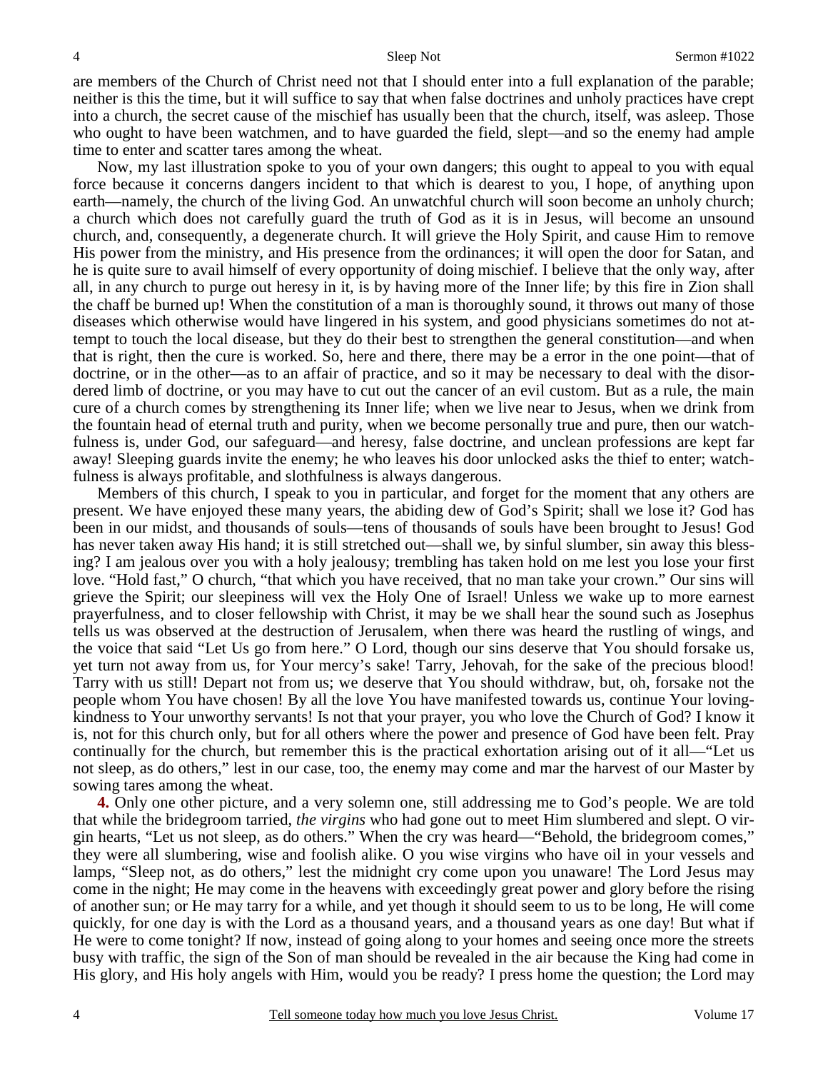are members of the Church of Christ need not that I should enter into a full explanation of the parable; neither is this the time, but it will suffice to say that when false doctrines and unholy practices have crept into a church, the secret cause of the mischief has usually been that the church, itself, was asleep. Those who ought to have been watchmen, and to have guarded the field, slept—and so the enemy had ample time to enter and scatter tares among the wheat.

Now, my last illustration spoke to you of your own dangers; this ought to appeal to you with equal force because it concerns dangers incident to that which is dearest to you, I hope, of anything upon earth—namely, the church of the living God. An unwatchful church will soon become an unholy church; a church which does not carefully guard the truth of God as it is in Jesus, will become an unsound church, and, consequently, a degenerate church. It will grieve the Holy Spirit, and cause Him to remove His power from the ministry, and His presence from the ordinances; it will open the door for Satan, and he is quite sure to avail himself of every opportunity of doing mischief. I believe that the only way, after all, in any church to purge out heresy in it, is by having more of the Inner life; by this fire in Zion shall the chaff be burned up! When the constitution of a man is thoroughly sound, it throws out many of those diseases which otherwise would have lingered in his system, and good physicians sometimes do not attempt to touch the local disease, but they do their best to strengthen the general constitution—and when that is right, then the cure is worked. So, here and there, there may be a error in the one point—that of doctrine, or in the other—as to an affair of practice, and so it may be necessary to deal with the disordered limb of doctrine, or you may have to cut out the cancer of an evil custom. But as a rule, the main cure of a church comes by strengthening its Inner life; when we live near to Jesus, when we drink from the fountain head of eternal truth and purity, when we become personally true and pure, then our watchfulness is, under God, our safeguard—and heresy, false doctrine, and unclean professions are kept far away! Sleeping guards invite the enemy; he who leaves his door unlocked asks the thief to enter; watchfulness is always profitable, and slothfulness is always dangerous.

Members of this church, I speak to you in particular, and forget for the moment that any others are present. We have enjoyed these many years, the abiding dew of God's Spirit; shall we lose it? God has been in our midst, and thousands of souls—tens of thousands of souls have been brought to Jesus! God has never taken away His hand; it is still stretched out—shall we, by sinful slumber, sin away this blessing? I am jealous over you with a holy jealousy; trembling has taken hold on me lest you lose your first love. "Hold fast," O church, "that which you have received, that no man take your crown." Our sins will grieve the Spirit; our sleepiness will vex the Holy One of Israel! Unless we wake up to more earnest prayerfulness, and to closer fellowship with Christ, it may be we shall hear the sound such as Josephus tells us was observed at the destruction of Jerusalem, when there was heard the rustling of wings, and the voice that said "Let Us go from here." O Lord, though our sins deserve that You should forsake us, yet turn not away from us, for Your mercy's sake! Tarry, Jehovah, for the sake of the precious blood! Tarry with us still! Depart not from us; we deserve that You should withdraw, but, oh, forsake not the people whom You have chosen! By all the love You have manifested towards us, continue Your lovingkindness to Your unworthy servants! Is not that your prayer, you who love the Church of God? I know it is, not for this church only, but for all others where the power and presence of God have been felt. Pray continually for the church, but remember this is the practical exhortation arising out of it all—"Let us not sleep, as do others," lest in our case, too, the enemy may come and mar the harvest of our Master by sowing tares among the wheat.

**4.** Only one other picture, and a very solemn one, still addressing me to God's people. We are told that while the bridegroom tarried, *the virgins* who had gone out to meet Him slumbered and slept. O virgin hearts, "Let us not sleep, as do others." When the cry was heard—"Behold, the bridegroom comes," they were all slumbering, wise and foolish alike. O you wise virgins who have oil in your vessels and lamps, "Sleep not, as do others," lest the midnight cry come upon you unaware! The Lord Jesus may come in the night; He may come in the heavens with exceedingly great power and glory before the rising of another sun; or He may tarry for a while, and yet though it should seem to us to be long, He will come quickly, for one day is with the Lord as a thousand years, and a thousand years as one day! But what if He were to come tonight? If now, instead of going along to your homes and seeing once more the streets busy with traffic, the sign of the Son of man should be revealed in the air because the King had come in His glory, and His holy angels with Him, would you be ready? I press home the question; the Lord may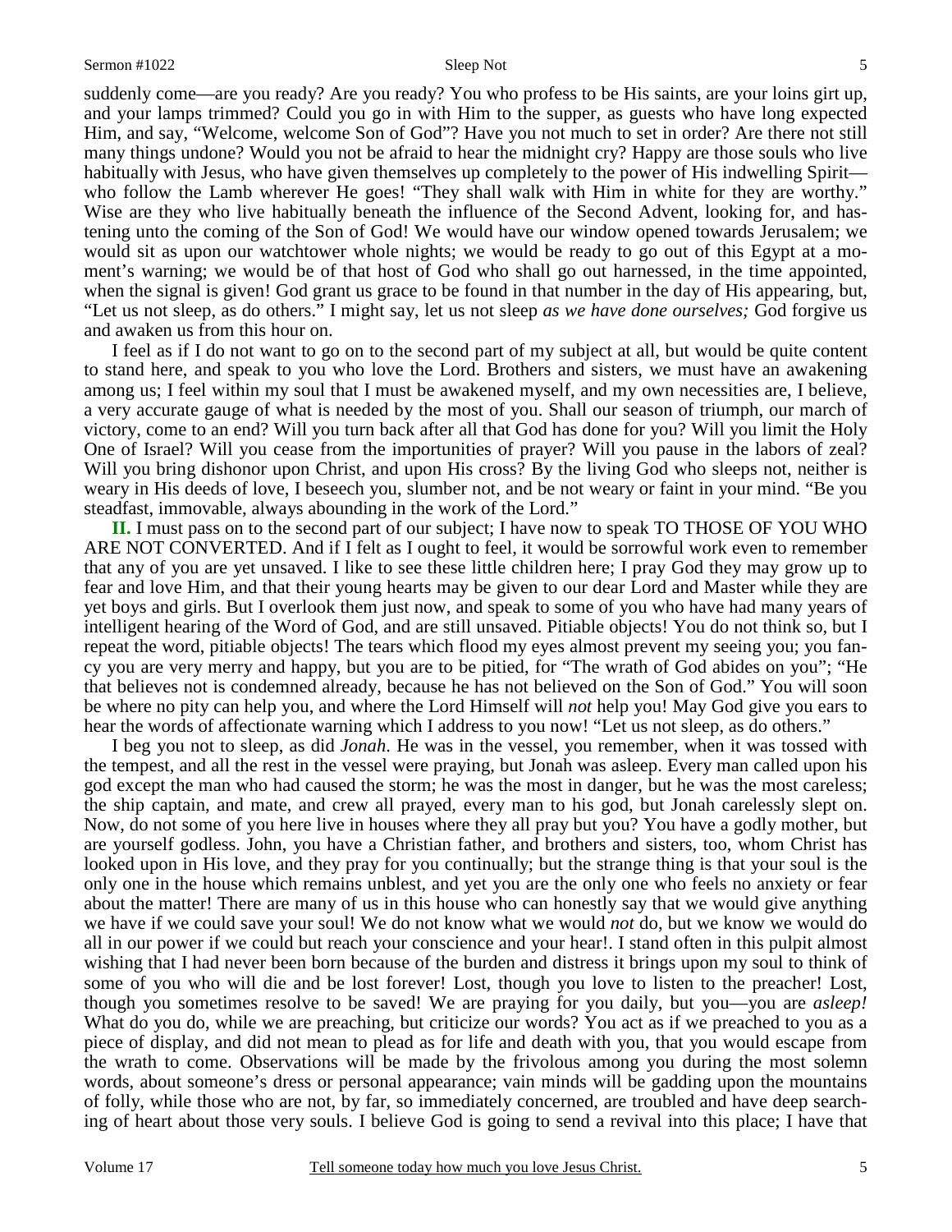suddenly come—are you ready? Are you ready? You who profess to be His saints, are your loins girt up, and your lamps trimmed? Could you go in with Him to the supper, as guests who have long expected Him, and say, "Welcome, welcome Son of God"? Have you not much to set in order? Are there not still many things undone? Would you not be afraid to hear the midnight cry? Happy are those souls who live habitually with Jesus, who have given themselves up completely to the power of His indwelling Spirit—who follow the Lamb wherever He goes! "They shall walk with Him in white for they are worthy." Wise are they who live habitually beneath the influence of the Second Advent, looking for, and hastening unto the coming of the Son of God! We would have our window opened towards Jerusalem; we would sit as upon our watchtower whole nights; we would be ready to go out of this Egypt at a moment's warning; we would be of that host of God who shall go out harnessed, in the time appointed, when the signal is given! God grant us grace to be found in that number in the day of His appearing, but, "Let us not sleep, as do others." I might say, let us not sleep *as we have done ourselves;* God forgive us and awaken us from this hour on.

I feel as if I do not want to go on to the second part of my subject at all, but would be quite content to stand here, and speak to you who love the Lord. Brothers and sisters, we must have an awakening among us; I feel within my soul that I must be awakened myself, and my own necessities are, I believe, a very accurate gauge of what is needed by the most of you. Shall our season of triumph, our march of victory, come to an end? Will you turn back after all that God has done for you? Will you limit the Holy One of Israel? Will you cease from the importunities of prayer? Will you pause in the labors of zeal? Will you bring dishonor upon Christ, and upon His cross? By the living God who sleeps not, neither is weary in His deeds of love, I beseech you, slumber not, and be not weary or faint in your mind. "Be you steadfast, immovable, always abounding in the work of the Lord."

**II.** I must pass on to the second part of our subject; I have now to speak TO THOSE OF YOU WHO ARE NOT CONVERTED. And if I felt as I ought to feel, it would be sorrowful work even to remember that any of you are yet unsaved. I like to see these little children here; I pray God they may grow up to fear and love Him, and that their young hearts may be given to our dear Lord and Master while they are yet boys and girls. But I overlook them just now, and speak to some of you who have had many years of intelligent hearing of the Word of God, and are still unsaved. Pitiable objects! You do not think so, but I repeat the word, pitiable objects! The tears which flood my eyes almost prevent my seeing you; you fancy you are very merry and happy, but you are to be pitied, for "The wrath of God abides on you"; "He that believes not is condemned already, because he has not believed on the Son of God." You will soon be where no pity can help you, and where the Lord Himself will *not* help you! May God give you ears to hear the words of affectionate warning which I address to you now! "Let us not sleep, as do others."

I beg you not to sleep, as did *Jonah*. He was in the vessel, you remember, when it was tossed with the tempest, and all the rest in the vessel were praying, but Jonah was asleep. Every man called upon his god except the man who had caused the storm; he was the most in danger, but he was the most careless; the ship captain, and mate, and crew all prayed, every man to his god, but Jonah carelessly slept on. Now, do not some of you here live in houses where they all pray but you? You have a godly mother, but are yourself godless. John, you have a Christian father, and brothers and sisters, too, whom Christ has looked upon in His love, and they pray for you continually; but the strange thing is that your soul is the only one in the house which remains unblest, and yet you are the only one who feels no anxiety or fear about the matter! There are many of us in this house who can honestly say that we would give anything we have if we could save your soul! We do not know what we would *not* do, but we know we would do all in our power if we could but reach your conscience and your hear!. I stand often in this pulpit almost wishing that I had never been born because of the burden and distress it brings upon my soul to think of some of you who will die and be lost forever! Lost, though you love to listen to the preacher! Lost, though you sometimes resolve to be saved! We are praying for you daily, but you—you are *asleep!* What do you do, while we are preaching, but criticize our words? You act as if we preached to you as a piece of display, and did not mean to plead as for life and death with you, that you would escape from the wrath to come. Observations will be made by the frivolous among you during the most solemn words, about someone's dress or personal appearance; vain minds will be gadding upon the mountains of folly, while those who are not, by far, so immediately concerned, are troubled and have deep searching of heart about those very souls. I believe God is going to send a revival into this place; I have that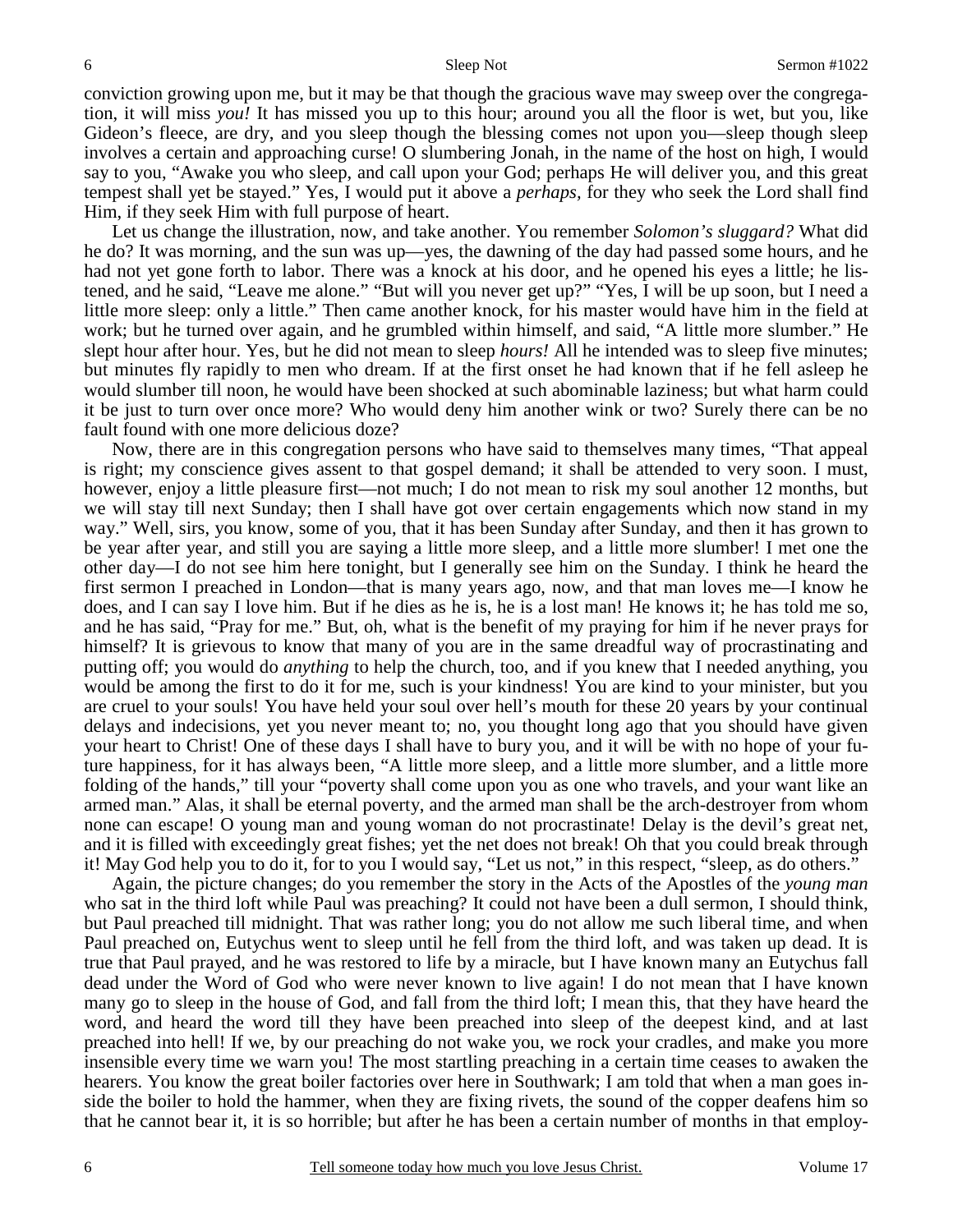conviction growing upon me, but it may be that though the gracious wave may sweep over the congregation, it will miss *you!* It has missed you up to this hour; around you all the floor is wet, but you, like Gideon's fleece, are dry, and you sleep though the blessing comes not upon you—sleep though sleep involves a certain and approaching curse! O slumbering Jonah, in the name of the host on high, I would say to you, "Awake you who sleep, and call upon your God; perhaps He will deliver you, and this great tempest shall yet be stayed." Yes, I would put it above a *perhaps,* for they who seek the Lord shall find Him, if they seek Him with full purpose of heart.

Let us change the illustration, now, and take another. You remember *Solomon's sluggard?* What did he do? It was morning, and the sun was up—yes, the dawning of the day had passed some hours, and he had not yet gone forth to labor. There was a knock at his door, and he opened his eyes a little; he listened, and he said, "Leave me alone." "But will you never get up?" "Yes, I will be up soon, but I need a little more sleep: only a little." Then came another knock, for his master would have him in the field at work; but he turned over again, and he grumbled within himself, and said, "A little more slumber." He slept hour after hour. Yes, but he did not mean to sleep *hours!* All he intended was to sleep five minutes; but minutes fly rapidly to men who dream. If at the first onset he had known that if he fell asleep he would slumber till noon, he would have been shocked at such abominable laziness; but what harm could it be just to turn over once more? Who would deny him another wink or two? Surely there can be no fault found with one more delicious doze?

Now, there are in this congregation persons who have said to themselves many times, "That appeal is right; my conscience gives assent to that gospel demand; it shall be attended to very soon. I must, however, enjoy a little pleasure first—not much; I do not mean to risk my soul another 12 months, but we will stay till next Sunday; then I shall have got over certain engagements which now stand in my way." Well, sirs, you know, some of you, that it has been Sunday after Sunday, and then it has grown to be year after year, and still you are saying a little more sleep, and a little more slumber! I met one the other day—I do not see him here tonight, but I generally see him on the Sunday. I think he heard the first sermon I preached in London—that is many years ago, now, and that man loves me—I know he does, and I can say I love him. But if he dies as he is, he is a lost man! He knows it; he has told me so, and he has said, "Pray for me." But, oh, what is the benefit of my praying for him if he never prays for himself? It is grievous to know that many of you are in the same dreadful way of procrastinating and putting off; you would do *anything* to help the church, too, and if you knew that I needed anything, you would be among the first to do it for me, such is your kindness! You are kind to your minister, but you are cruel to your souls! You have held your soul over hell's mouth for these 20 years by your continual delays and indecisions, yet you never meant to; no, you thought long ago that you should have given your heart to Christ! One of these days I shall have to bury you, and it will be with no hope of your future happiness, for it has always been, "A little more sleep, and a little more slumber, and a little more folding of the hands," till your "poverty shall come upon you as one who travels, and your want like an armed man." Alas, it shall be eternal poverty, and the armed man shall be the arch-destroyer from whom none can escape! O young man and young woman do not procrastinate! Delay is the devil's great net, and it is filled with exceedingly great fishes; yet the net does not break! Oh that you could break through it! May God help you to do it, for to you I would say, "Let us not," in this respect, "sleep, as do others."

Again, the picture changes; do you remember the story in the Acts of the Apostles of the *young man* who sat in the third loft while Paul was preaching? It could not have been a dull sermon, I should think, but Paul preached till midnight. That was rather long; you do not allow me such liberal time, and when Paul preached on, Eutychus went to sleep until he fell from the third loft, and was taken up dead. It is true that Paul prayed, and he was restored to life by a miracle, but I have known many an Eutychus fall dead under the Word of God who were never known to live again! I do not mean that I have known many go to sleep in the house of God, and fall from the third loft; I mean this, that they have heard the word, and heard the word till they have been preached into sleep of the deepest kind, and at last preached into hell! If we, by our preaching do not wake you, we rock your cradles, and make you more insensible every time we warn you! The most startling preaching in a certain time ceases to awaken the hearers. You know the great boiler factories over here in Southwark; I am told that when a man goes inside the boiler to hold the hammer, when they are fixing rivets, the sound of the copper deafens him so that he cannot bear it, it is so horrible; but after he has been a certain number of months in that employ-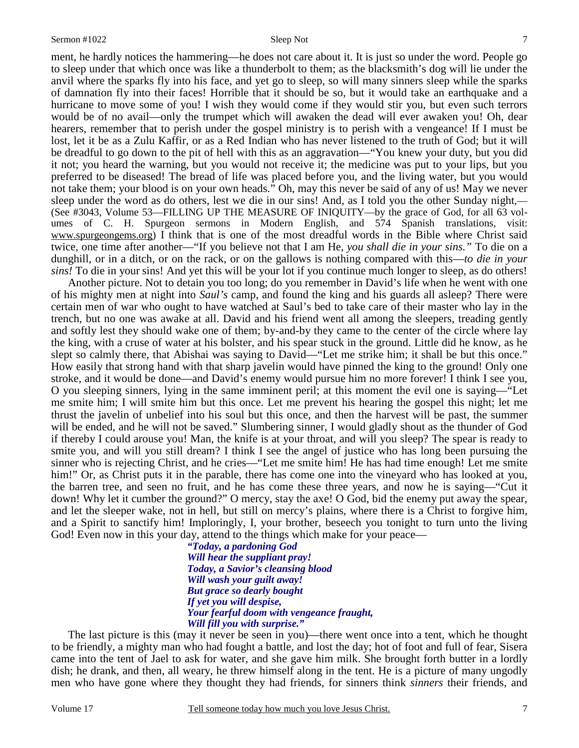ment, he hardly notices the hammering—he does not care about it. It is just so under the word. People go to sleep under that which once was like a thunderbolt to them; as the blacksmith's dog will lie under the anvil where the sparks fly into his face, and yet go to sleep, so will many sinners sleep while the sparks of damnation fly into their faces! Horrible that it should be so, but it would take an earthquake and a hurricane to move some of you! I wish they would come if they would stir you, but even such terrors would be of no avail—only the trumpet which will awaken the dead will ever awaken you! Oh, dear hearers, remember that to perish under the gospel ministry is to perish with a vengeance! If I must be lost, let it be as a Zulu Kaffir, or as a Red Indian who has never listened to the truth of God; but it will be dreadful to go down to the pit of hell with this as an aggravation—"You knew your duty, but you did it not; you heard the warning, but you would not receive it; the medicine was put to your lips, but you preferred to be diseased! The bread of life was placed before you, and the living water, but you would not take them; your blood is on your own heads." Oh, may this never be said of any of us! May we never sleep under the word as do others, lest we die in our sins! And, as I told you the other Sunday night,—(See #3043, Volume 53—FILLING UP THE MEASURE OF INIQUITY—by the grace of God, for all 63 volumes of C. H. Spurgeon sermons in Modern English, and 574 Spanish translations, visit: www.spurgeongems.org) I think that is one of the most dreadful words in the Bible where Christ said twice, one time after another—"If you believe not that I am He, *you shall die in your sins."* To die on a dunghill, or in a ditch, or on the rack, or on the gallows is nothing compared with this—*to die in your sins!* To die in your sins! And yet this will be your lot if you continue much longer to sleep, as do others!

Another picture. Not to detain you too long; do you remember in David's life when he went with one of his mighty men at night into *Saul's* camp, and found the king and his guards all asleep? There were certain men of war who ought to have watched at Saul's bed to take care of their master who lay in the trench, but no one was awake at all. David and his friend went all among the sleepers, treading gently and softly lest they should wake one of them; by-and-by they came to the center of the circle where lay the king, with a cruse of water at his bolster, and his spear stuck in the ground. Little did he know, as he slept so calmly there, that Abishai was saying to David—"Let me strike him; it shall be but this once." How easily that strong hand with that sharp javelin would have pinned the king to the ground! Only one stroke, and it would be done—and David's enemy would pursue him no more forever! I think I see you, O you sleeping sinners, lying in the same imminent peril; at this moment the evil one is saying—"Let me smite him; I will smite him but this once. Let me prevent his hearing the gospel this night; let me thrust the javelin of unbelief into his soul but this once, and then the harvest will be past, the summer will be ended, and he will not be saved." Slumbering sinner, I would gladly shout as the thunder of God if thereby I could arouse you! Man, the knife is at your throat, and will you sleep? The spear is ready to smite you, and will you still dream? I think I see the angel of justice who has long been pursuing the sinner who is rejecting Christ, and he cries—"Let me smite him! He has had time enough! Let me smite him!" Or, as Christ puts it in the parable, there has come one into the vineyard who has looked at you, the barren tree, and seen no fruit, and he has come these three years, and now he is saying—"Cut it down! Why let it cumber the ground?" O mercy, stay the axe! O God, bid the enemy put away the spear, and let the sleeper wake, not in hell, but still on mercy's plains, where there is a Christ to forgive him, and a Spirit to sanctify him! Imploringly, I, your brother, beseech you tonight to turn unto the living God! Even now in this your day, attend to the things which make for your peace—

> ***"Today, a pardoning God***
> ***Will hear the suppliant pray!***
> ***Today, a Savior's cleansing blood***
> ***Will wash your guilt away!***
> ***But grace so dearly bought***
> ***If yet you will despise,***
> ***Your fearful doom with vengeance fraught,***
> ***Will fill you with surprise."***

The last picture is this (may it never be seen in you)—there went once into a tent, which he thought to be friendly, a mighty man who had fought a battle, and lost the day; hot of foot and full of fear, Sisera came into the tent of Jael to ask for water, and she gave him milk. She brought forth butter in a lordly dish; he drank, and then, all weary, he threw himself along in the tent. He is a picture of many ungodly men who have gone where they thought they had friends, for sinners think *sinners* their friends, and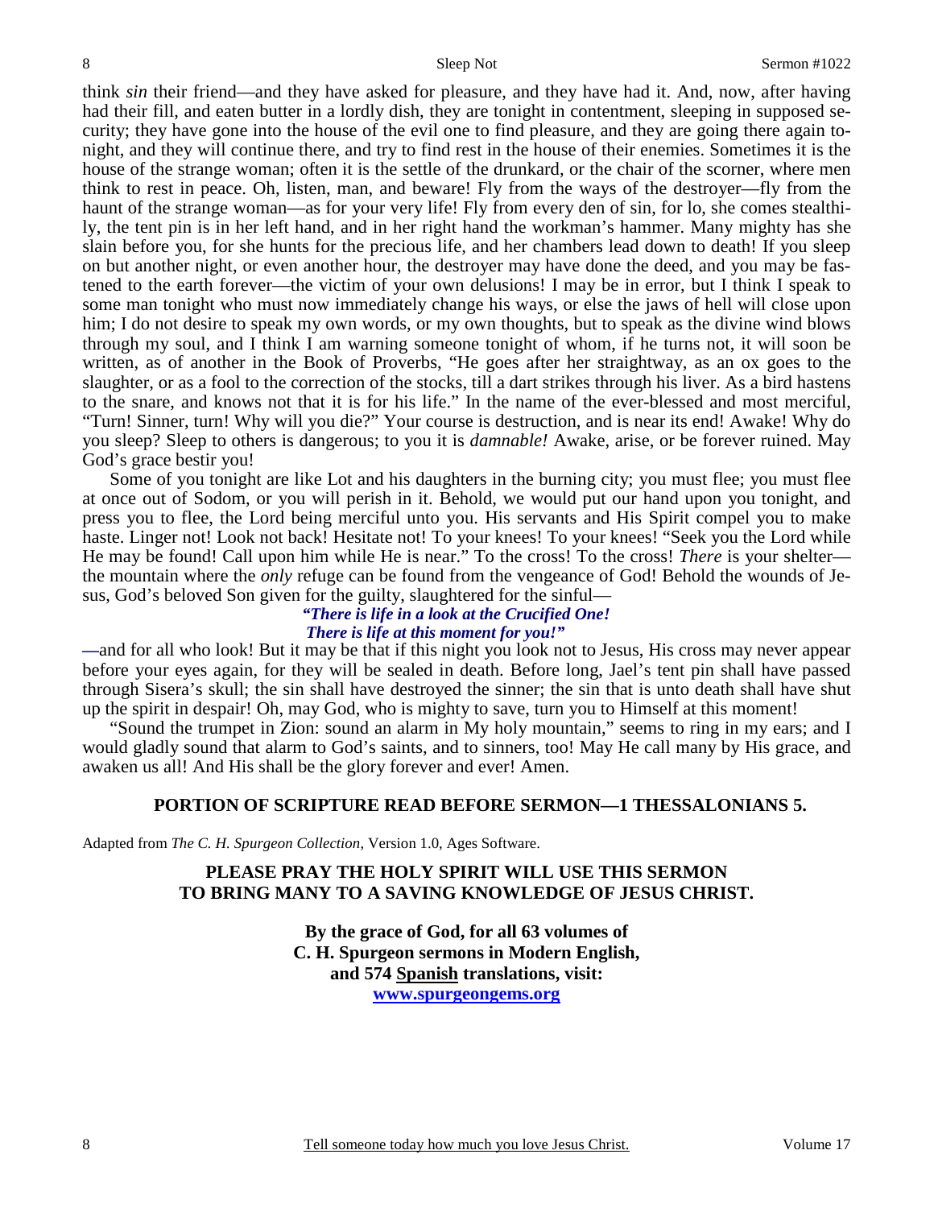think *sin* their friend—and they have asked for pleasure, and they have had it. And, now, after having had their fill, and eaten butter in a lordly dish, they are tonight in contentment, sleeping in supposed security; they have gone into the house of the evil one to find pleasure, and they are going there again tonight, and they will continue there, and try to find rest in the house of their enemies. Sometimes it is the house of the strange woman; often it is the settle of the drunkard, or the chair of the scorner, where men think to rest in peace. Oh, listen, man, and beware! Fly from the ways of the destroyer—fly from the haunt of the strange woman—as for your very life! Fly from every den of sin, for lo, she comes stealthily, the tent pin is in her left hand, and in her right hand the workman's hammer. Many mighty has she slain before you, for she hunts for the precious life, and her chambers lead down to death! If you sleep on but another night, or even another hour, the destroyer may have done the deed, and you may be fastened to the earth forever—the victim of your own delusions! I may be in error, but I think I speak to some man tonight who must now immediately change his ways, or else the jaws of hell will close upon him; I do not desire to speak my own words, or my own thoughts, but to speak as the divine wind blows through my soul, and I think I am warning someone tonight of whom, if he turns not, it will soon be written, as of another in the Book of Proverbs, "He goes after her straightway, as an ox goes to the slaughter, or as a fool to the correction of the stocks, till a dart strikes through his liver. As a bird hastens to the snare, and knows not that it is for his life." In the name of the ever-blessed and most merciful, "Turn! Sinner, turn! Why will you die?" Your course is destruction, and is near its end! Awake! Why do you sleep? Sleep to others is dangerous; to you it is *damnable!* Awake, arise, or be forever ruined. May God's grace bestir you!

Some of you tonight are like Lot and his daughters in the burning city; you must flee; you must flee at once out of Sodom, or you will perish in it. Behold, we would put our hand upon you tonight, and press you to flee, the Lord being merciful unto you. His servants and His Spirit compel you to make haste. Linger not! Look not back! Hesitate not! To your knees! To your knees! "Seek you the Lord while He may be found! Call upon him while He is near." To the cross! To the cross! *There* is your shelter—the mountain where the *only* refuge can be found from the vengeance of God! Behold the wounds of Jesus, God's beloved Son given for the guilty, slaughtered for the sinful—

***"There is life in a look at the Crucified One!***
***There is life at this moment for you!"***

—and for all who look! But it may be that if this night you look not to Jesus, His cross may never appear before your eyes again, for they will be sealed in death. Before long, Jael's tent pin shall have passed through Sisera's skull; the sin shall have destroyed the sinner; the sin that is unto death shall have shut up the spirit in despair! Oh, may God, who is mighty to save, turn you to Himself at this moment!

"Sound the trumpet in Zion: sound an alarm in My holy mountain," seems to ring in my ears; and I would gladly sound that alarm to God's saints, and to sinners, too! May He call many by His grace, and awaken us all! And His shall be the glory forever and ever! Amen.

**PORTION OF SCRIPTURE READ BEFORE SERMON—1 THESSALONIANS 5.**

Adapted from *The C. H. Spurgeon Collection*, Version 1.0, Ages Software.

**PLEASE PRAY THE HOLY SPIRIT WILL USE THIS SERMON TO BRING MANY TO A SAVING KNOWLEDGE OF JESUS CHRIST.**

**By the grace of God, for all 63 volumes of C. H. Spurgeon sermons in Modern English, and 574 Spanish translations, visit: www.spurgeongems.org**